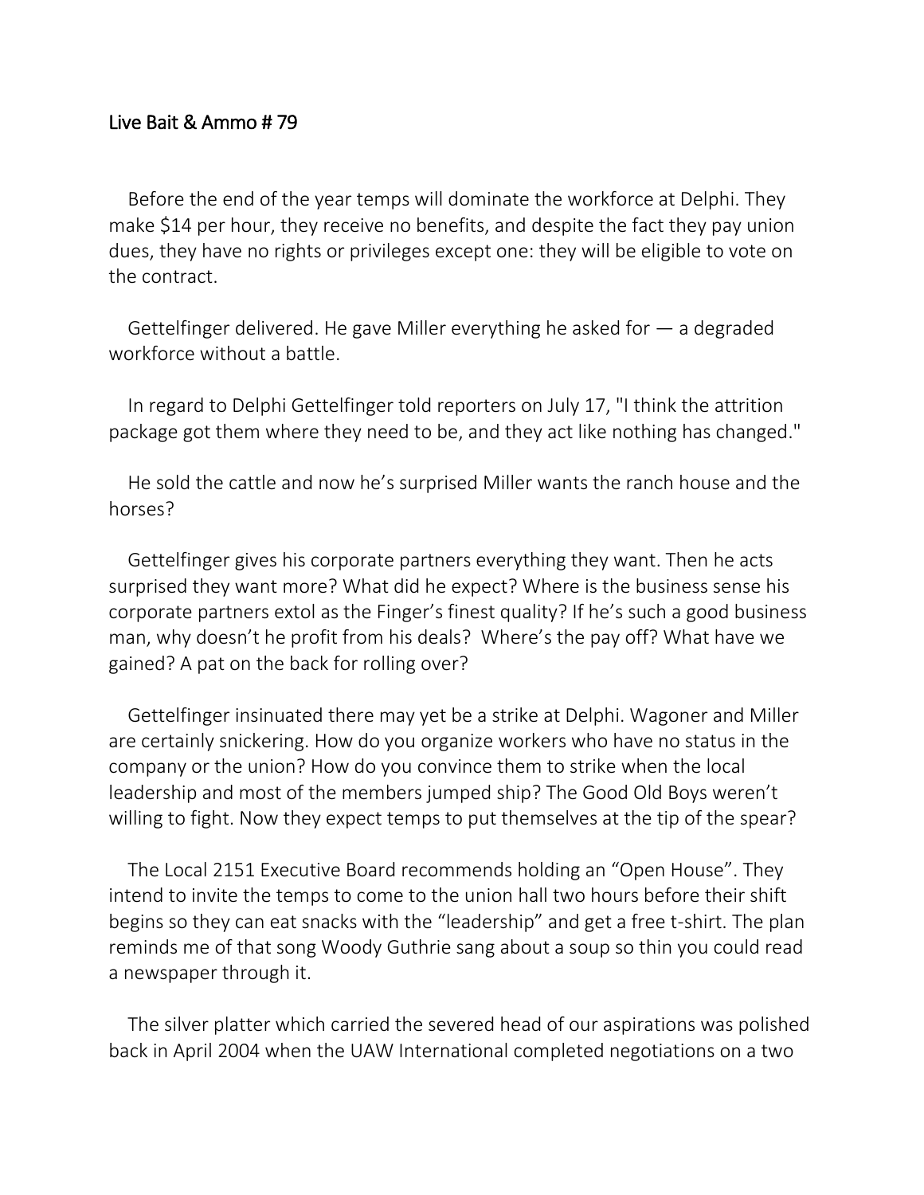## Live Bait & Ammo # 79

Before the end of the year temps will dominate the workforce at Delphi. They make $14 per hour, they receive no benefits, and despite the fact they pay union dues, they have no rights or privileges except one: they will be eligible to vote on the contract.

Gettelfinger delivered. He gave Miller everything he asked for — a degraded workforce without a battle.

In regard to Delphi Gettelfinger told reporters on July 17, "I think the attrition package got them where they need to be, and they act like nothing has changed."

He sold the cattle and now he's surprised Miller wants the ranch house and the horses?

Gettelfinger gives his corporate partners everything they want. Then he acts surprised they want more? What did he expect? Where is the business sense his corporate partners extol as the Finger's finest quality? If he's such a good business man, why doesn't he profit from his deals? Where's the pay off? What have we gained? A pat on the back for rolling over?

Gettelfinger insinuated there may yet be a strike at Delphi. Wagoner and Miller are certainly snickering. How do you organize workers who have no status in the company or the union? How do you convince them to strike when the local leadership and most of the members jumped ship? The Good Old Boys weren't willing to fight. Now they expect temps to put themselves at the tip of the spear?

The Local 2151 Executive Board recommends holding an "Open House". They intend to invite the temps to come to the union hall two hours before their shift begins so they can eat snacks with the "leadership" and get a free t-shirt. The plan reminds me of that song Woody Guthrie sang about a soup so thin you could read a newspaper through it.

The silver platter which carried the severed head of our aspirations was polished back in April 2004 when the UAW International completed negotiations on a two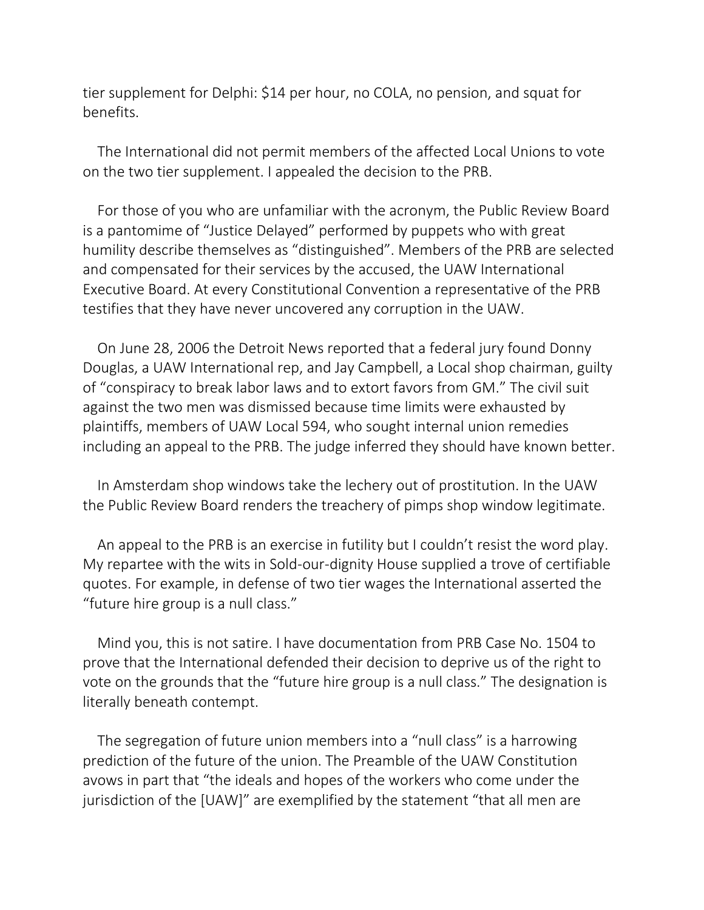tier supplement for Delphi: $14 per hour, no COLA, no pension, and squat for benefits.

The International did not permit members of the affected Local Unions to vote on the two tier supplement. I appealed the decision to the PRB.

For those of you who are unfamiliar with the acronym, the Public Review Board is a pantomime of "Justice Delayed" performed by puppets who with great humility describe themselves as "distinguished". Members of the PRB are selected and compensated for their services by the accused, the UAW International Executive Board. At every Constitutional Convention a representative of the PRB testifies that they have never uncovered any corruption in the UAW.

On June 28, 2006 the Detroit News reported that a federal jury found Donny Douglas, a UAW International rep, and Jay Campbell, a Local shop chairman, guilty of "conspiracy to break labor laws and to extort favors from GM." The civil suit against the two men was dismissed because time limits were exhausted by plaintiffs, members of UAW Local 594, who sought internal union remedies including an appeal to the PRB. The judge inferred they should have known better.

In Amsterdam shop windows take the lechery out of prostitution. In the UAW the Public Review Board renders the treachery of pimps shop window legitimate.

An appeal to the PRB is an exercise in futility but I couldn't resist the word play. My repartee with the wits in Sold-our-dignity House supplied a trove of certifiable quotes. For example, in defense of two tier wages the International asserted the "future hire group is a null class."

Mind you, this is not satire. I have documentation from PRB Case No. 1504 to prove that the International defended their decision to deprive us of the right to vote on the grounds that the "future hire group is a null class." The designation is literally beneath contempt.

The segregation of future union members into a "null class" is a harrowing prediction of the future of the union. The Preamble of the UAW Constitution avows in part that "the ideals and hopes of the workers who come under the jurisdiction of the [UAW]" are exemplified by the statement "that all men are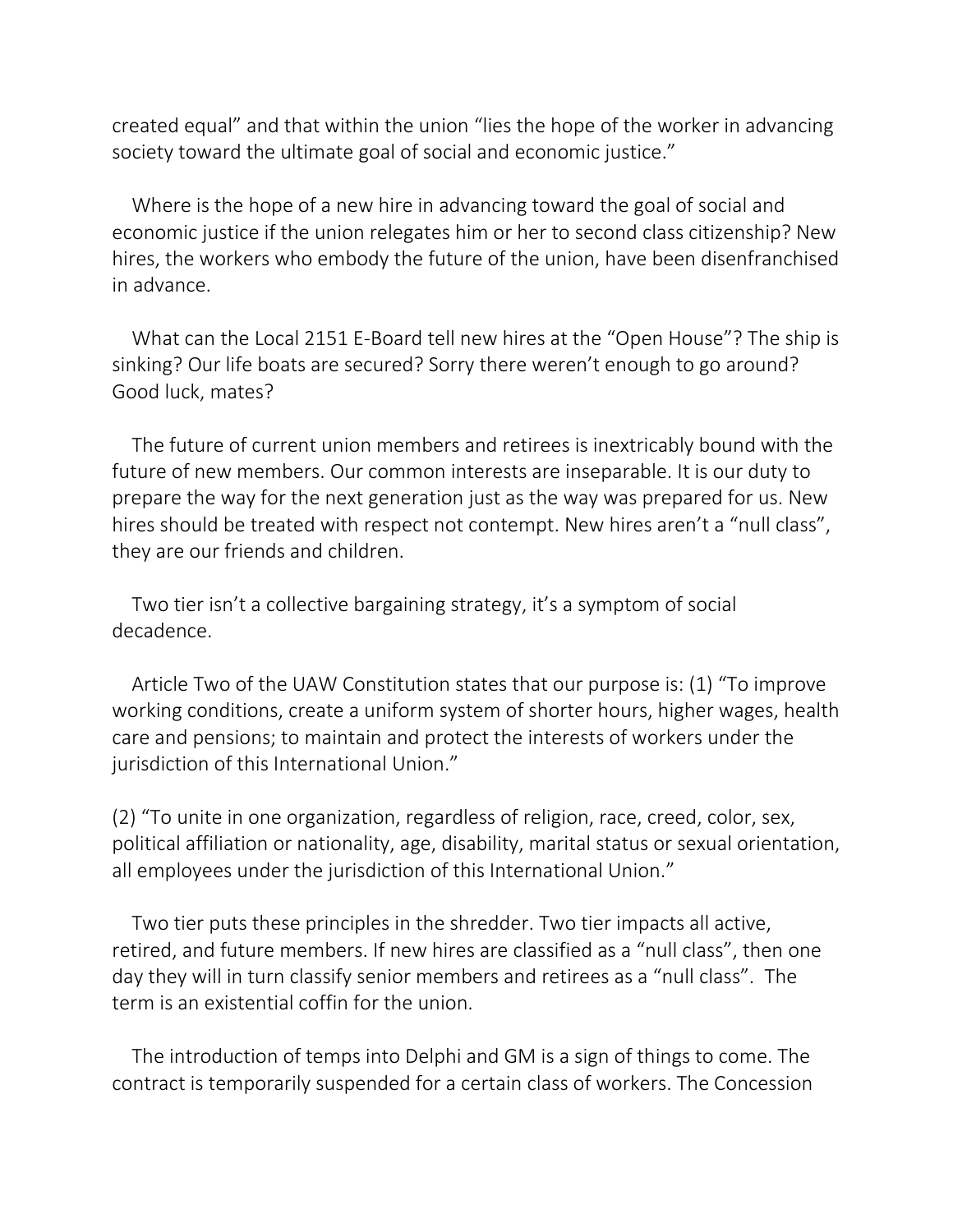created equal" and that within the union "lies the hope of the worker in advancing society toward the ultimate goal of social and economic justice."

Where is the hope of a new hire in advancing toward the goal of social and economic justice if the union relegates him or her to second class citizenship? New hires, the workers who embody the future of the union, have been disenfranchised in advance.

What can the Local 2151 E-Board tell new hires at the "Open House"? The ship is sinking? Our life boats are secured? Sorry there weren't enough to go around? Good luck, mates?

The future of current union members and retirees is inextricably bound with the future of new members. Our common interests are inseparable. It is our duty to prepare the way for the next generation just as the way was prepared for us. New hires should be treated with respect not contempt. New hires aren't a "null class", they are our friends and children.

Two tier isn't a collective bargaining strategy, it's a symptom of social decadence.

Article Two of the UAW Constitution states that our purpose is: (1) "To improve working conditions, create a uniform system of shorter hours, higher wages, health care and pensions; to maintain and protect the interests of workers under the jurisdiction of this International Union."

(2) "To unite in one organization, regardless of religion, race, creed, color, sex, political affiliation or nationality, age, disability, marital status or sexual orientation, all employees under the jurisdiction of this International Union."

Two tier puts these principles in the shredder. Two tier impacts all active, retired, and future members. If new hires are classified as a "null class", then one day they will in turn classify senior members and retirees as a "null class". The term is an existential coffin for the union.

The introduction of temps into Delphi and GM is a sign of things to come. The contract is temporarily suspended for a certain class of workers. The Concession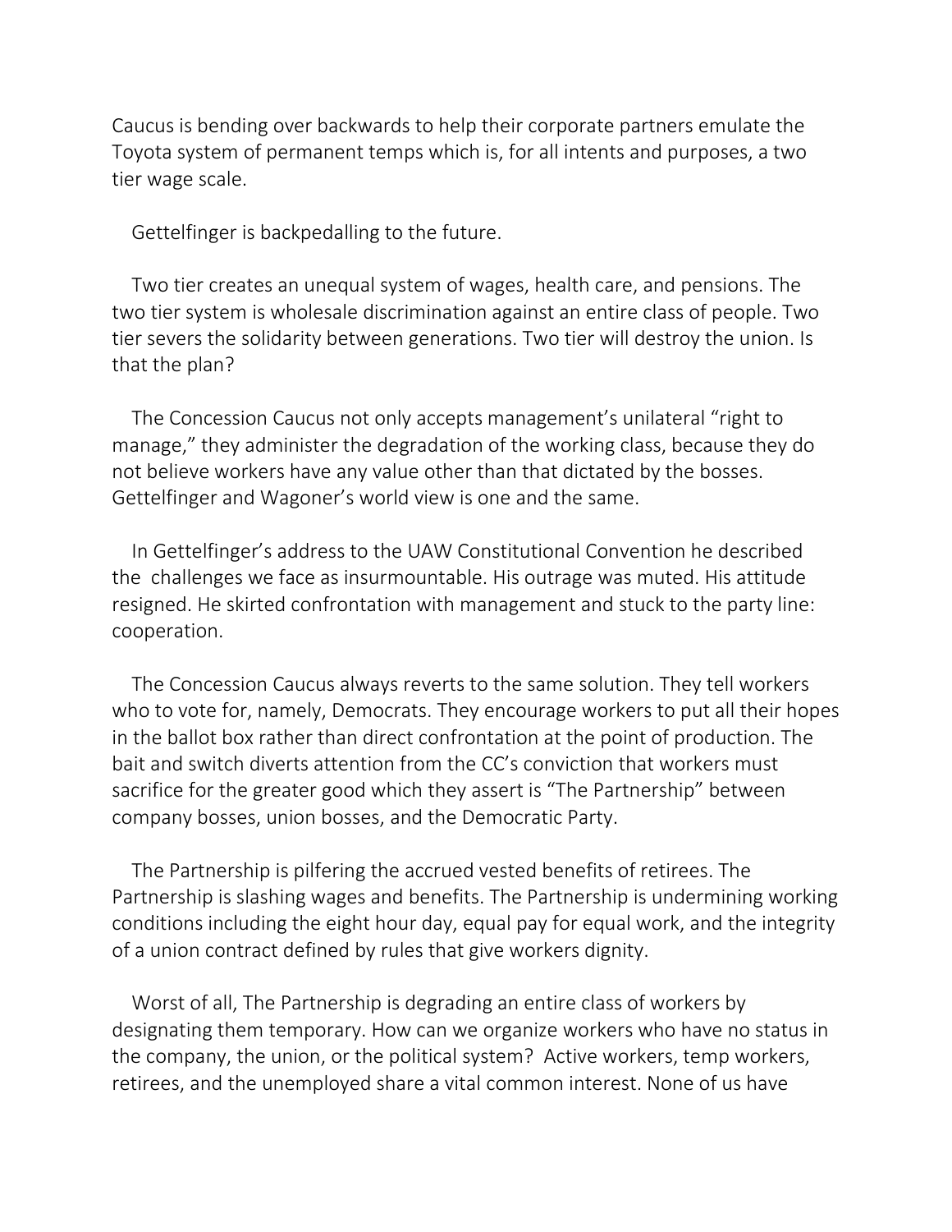Caucus is bending over backwards to help their corporate partners emulate the Toyota system of permanent temps which is, for all intents and purposes, a two tier wage scale.

Gettelfinger is backpedalling to the future.

Two tier creates an unequal system of wages, health care, and pensions. The two tier system is wholesale discrimination against an entire class of people. Two tier severs the solidarity between generations. Two tier will destroy the union. Is that the plan?

The Concession Caucus not only accepts management's unilateral "right to manage," they administer the degradation of the working class, because they do not believe workers have any value other than that dictated by the bosses. Gettelfinger and Wagoner's world view is one and the same.

In Gettelfinger's address to the UAW Constitutional Convention he described the challenges we face as insurmountable. His outrage was muted. His attitude resigned. He skirted confrontation with management and stuck to the party line: cooperation.

The Concession Caucus always reverts to the same solution. They tell workers who to vote for, namely, Democrats. They encourage workers to put all their hopes in the ballot box rather than direct confrontation at the point of production. The bait and switch diverts attention from the CC's conviction that workers must sacrifice for the greater good which they assert is "The Partnership" between company bosses, union bosses, and the Democratic Party.

The Partnership is pilfering the accrued vested benefits of retirees. The Partnership is slashing wages and benefits. The Partnership is undermining working conditions including the eight hour day, equal pay for equal work, and the integrity of a union contract defined by rules that give workers dignity.

Worst of all, The Partnership is degrading an entire class of workers by designating them temporary. How can we organize workers who have no status in the company, the union, or the political system? Active workers, temp workers, retirees, and the unemployed share a vital common interest. None of us have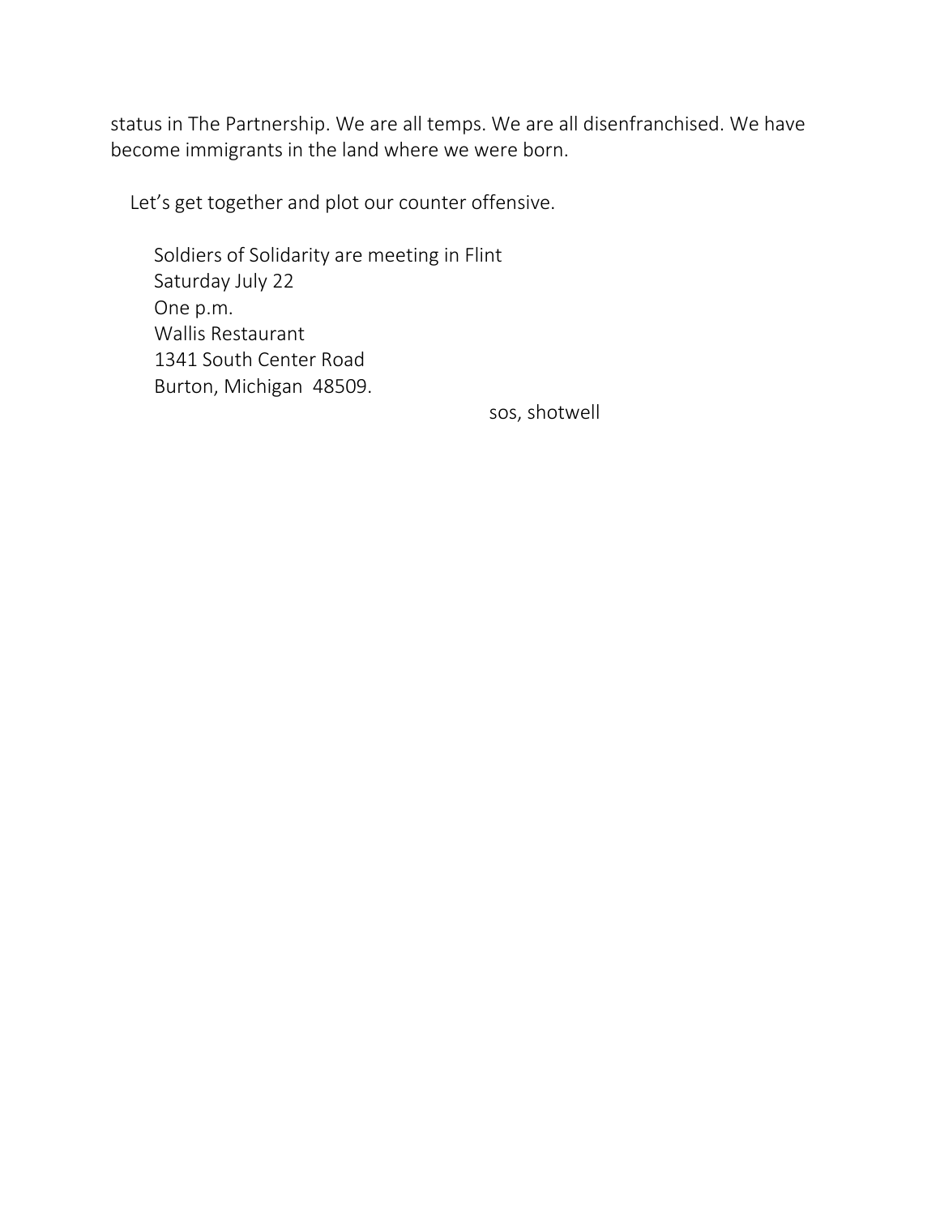status in The Partnership. We are all temps. We are all disenfranchised. We have become immigrants in the land where we were born.

Let's get together and plot our counter offensive.

Soldiers of Solidarity are meeting in Flint
Saturday July 22
One p.m.
Wallis Restaurant
1341 South Center Road
Burton, Michigan 48509.

sos, shotwell